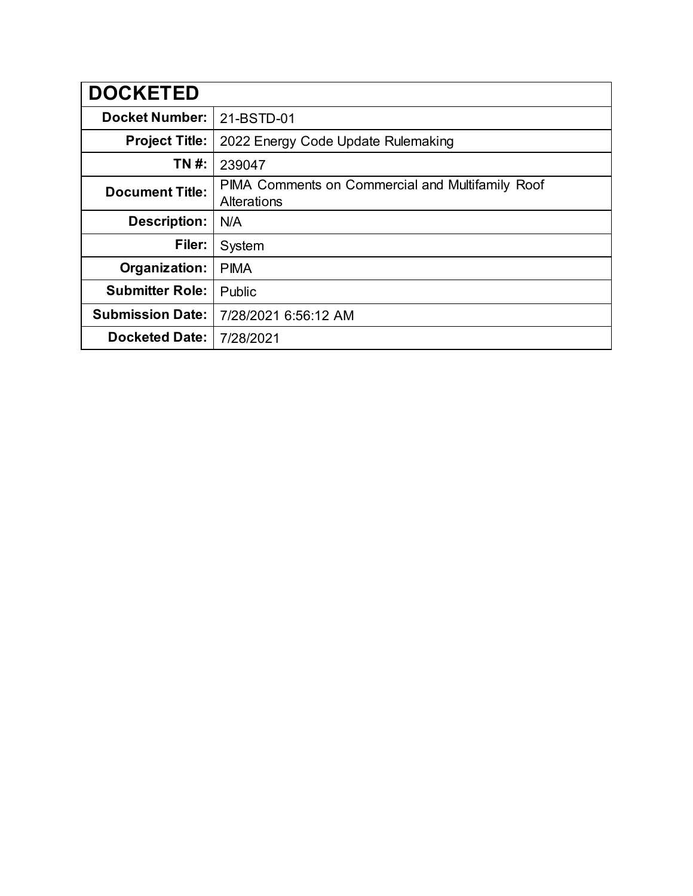| DOCKETED | |
|---|---|
| **Docket Number:** | 21-BSTD-01 |
| **Project Title:** | 2022 Energy Code Update Rulemaking |
| **TN #:** | 239047 |
| **Document Title:** | PIMA Comments on Commercial and Multifamily Roof Alterations |
| **Description:** | N/A |
| **Filer:** | System |
| **Organization:** | PIMA |
| **Submitter Role:** | Public |
| **Submission Date:** | 7/28/2021 6:56:12 AM |
| **Docketed Date:** | 7/28/2021 |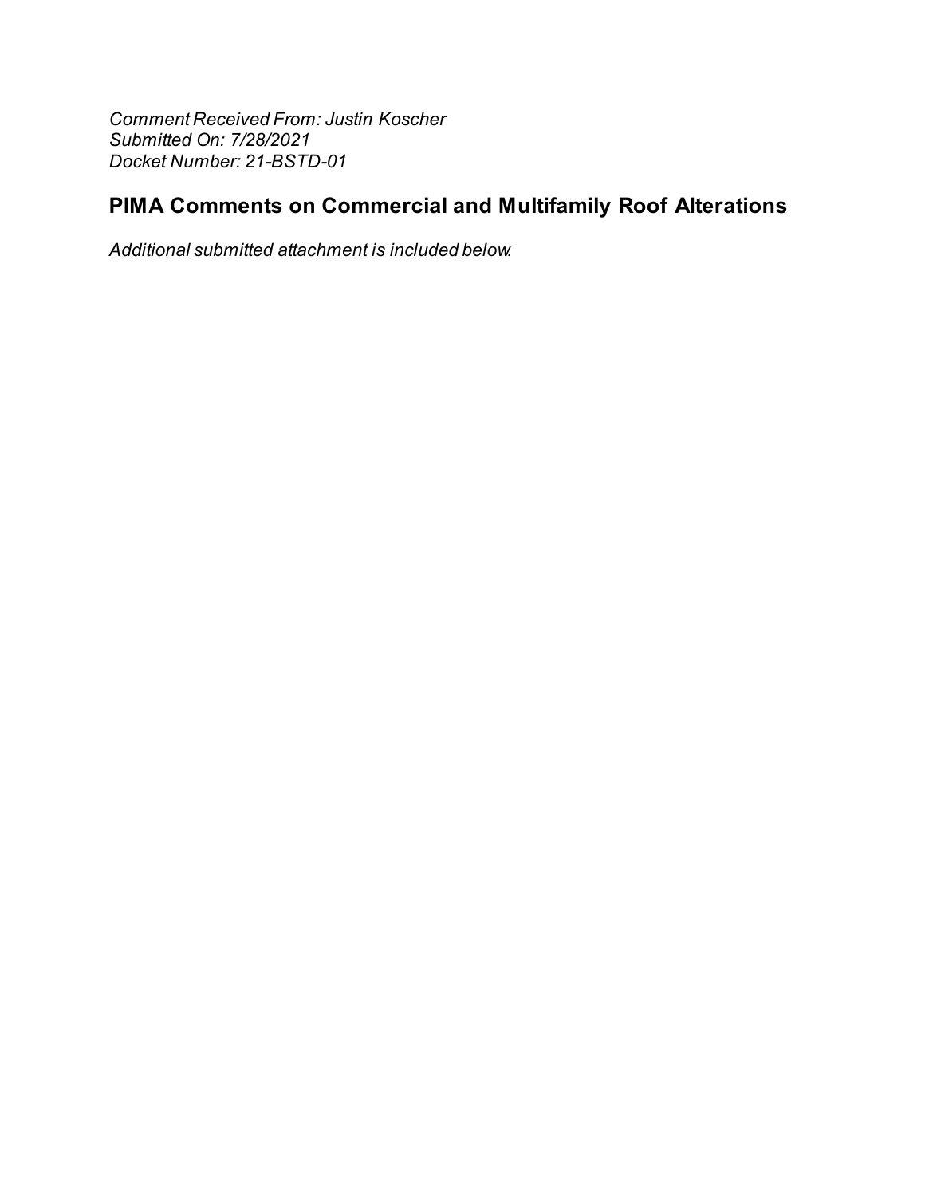*Comment Received From: Justin Koscher*
*Submitted On: 7/28/2021*
*Docket Number: 21-BSTD-01*

## PIMA Comments on Commercial and Multifamily Roof Alterations

*Additional submitted attachment is included below.*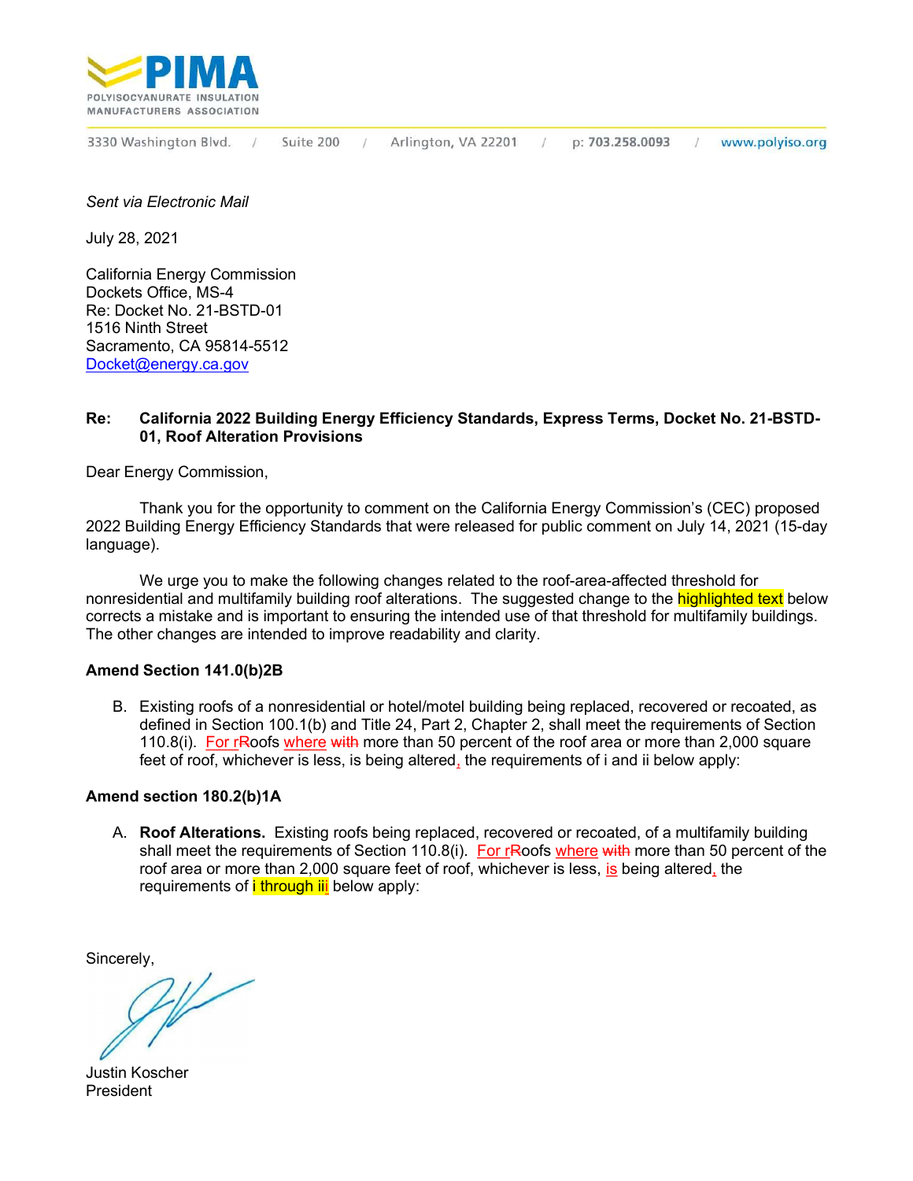**PIMA**
POLYISOCYANURATE INSULATION
MANUFACTURERS ASSOCIATION

3330 Washington Blvd. / Suite 200 / Arlington, VA 22201 / p: 703.258.0093 / www.polyiso.org

*Sent via Electronic Mail*

July 28, 2021

California Energy Commission
Dockets Office, MS-4
Re: Docket No. 21-BSTD-01
1516 Ninth Street
Sacramento, CA 95814-5512
Docket@energy.ca.gov

**Re: California 2022 Building Energy Efficiency Standards, Express Terms, Docket No. 21-BSTD-01, Roof Alteration Provisions**

Dear Energy Commission,

Thank you for the opportunity to comment on the California Energy Commission's (CEC) proposed 2022 Building Energy Efficiency Standards that were released for public comment on July 14, 2021 (15-day language).

We urge you to make the following changes related to the roof-area-affected threshold for nonresidential and multifamily building roof alterations. The suggested change to the highlighted text below corrects a mistake and is important to ensuring the intended use of that threshold for multifamily buildings. The other changes are intended to improve readability and clarity.

**Amend Section 141.0(b)2B**

B. Existing roofs of a nonresidential or hotel/motel building being replaced, recovered or recoated, as defined in Section 100.1(b) and Title 24, Part 2, Chapter 2, shall meet the requirements of Section 110.8(i). For rRoofs where ~~with~~ more than 50 percent of the roof area or more than 2,000 square feet of roof, whichever is less, is being altered, the requirements of i and ii below apply:

**Amend section 180.2(b)1A**

A. **Roof Alterations.** Existing roofs being replaced, recovered or recoated, of a multifamily building shall meet the requirements of Section 110.8(i). For rRoofs where ~~with~~ more than 50 percent of the roof area or more than 2,000 square feet of roof, whichever is less, is being altered, the requirements of i through iii below apply:

Sincerely,

Justin Koscher
President